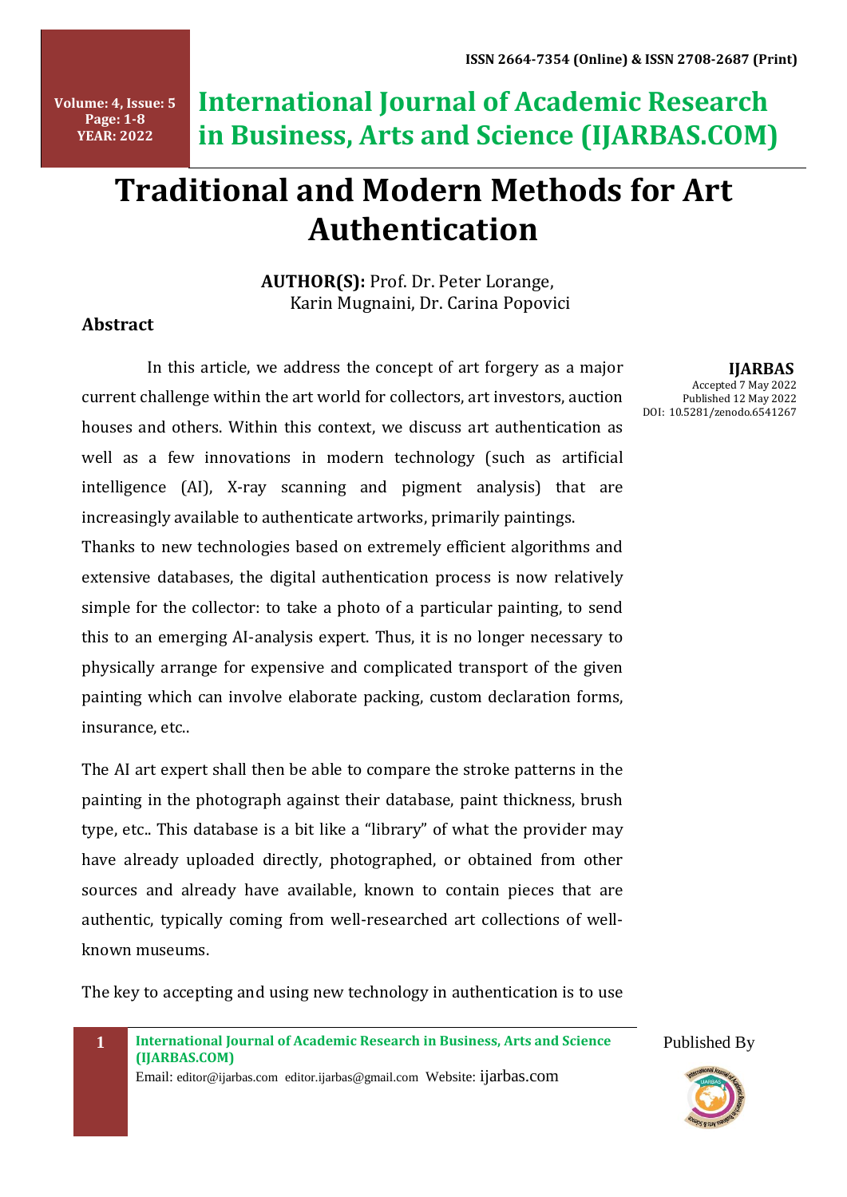# Traditional and Modern Methods for Art Authentication

**AUTHOR(S):** Prof. Dr. Peter Lorange, Karin Mugnaini, Dr. Carina Popovici

**IJARBAS**
Accepted 7 May 2022
Published 12 May 2022
DOI: 10.5281/zenodo.6541267

## Abstract

In this article, we address the concept of art forgery as a major current challenge within the art world for collectors, art investors, auction houses and others. Within this context, we discuss art authentication as well as a few innovations in modern technology (such as artificial intelligence (AI), X-ray scanning and pigment analysis) that are increasingly available to authenticate artworks, primarily paintings.

Thanks to new technologies based on extremely efficient algorithms and extensive databases, the digital authentication process is now relatively simple for the collector: to take a photo of a particular painting, to send this to an emerging AI-analysis expert. Thus, it is no longer necessary to physically arrange for expensive and complicated transport of the given painting which can involve elaborate packing, custom declaration forms, insurance, etc..

The AI art expert shall then be able to compare the stroke patterns in the painting in the photograph against their database, paint thickness, brush type, etc.. This database is a bit like a "library" of what the provider may have already uploaded directly, photographed, or obtained from other sources and already have available, known to contain pieces that are authentic, typically coming from well-researched art collections of well-known museums.

The key to accepting and using new technology in authentication is to use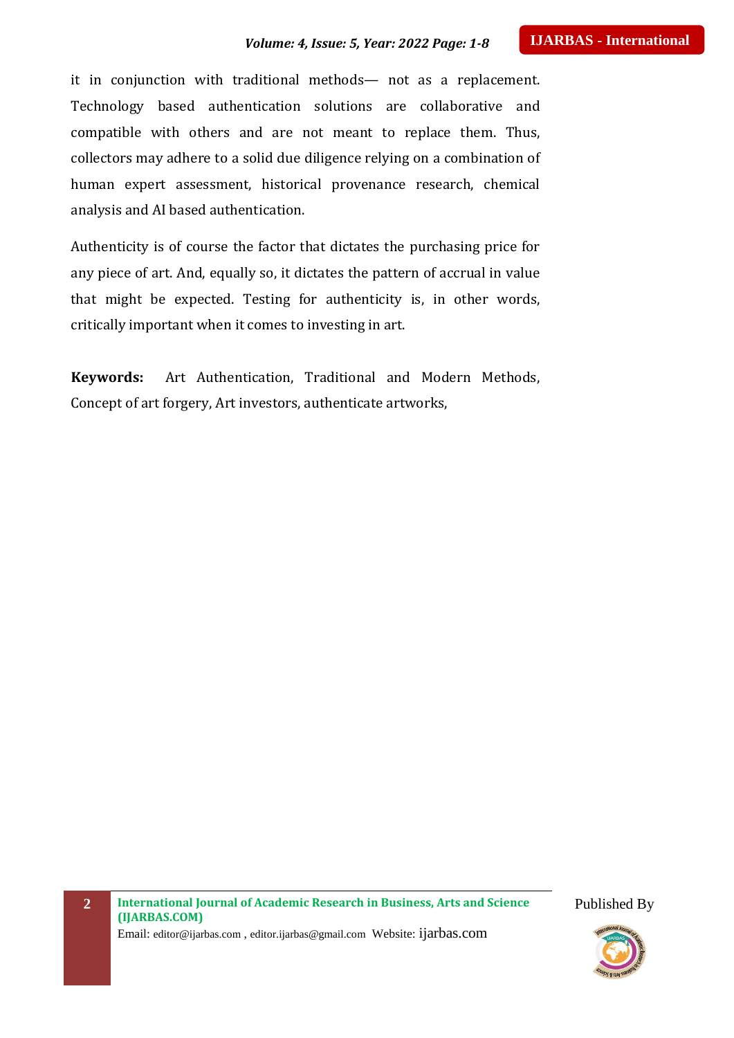it in conjunction with traditional methods— not as a replacement. Technology based authentication solutions are collaborative and compatible with others and are not meant to replace them. Thus, collectors may adhere to a solid due diligence relying on a combination of human expert assessment, historical provenance research, chemical analysis and AI based authentication.

Authenticity is of course the factor that dictates the purchasing price for any piece of art. And, equally so, it dictates the pattern of accrual in value that might be expected. Testing for authenticity is, in other words, critically important when it comes to investing in art.

**Keywords:** Art Authentication, Traditional and Modern Methods, Concept of art forgery, Art investors, authenticate artworks,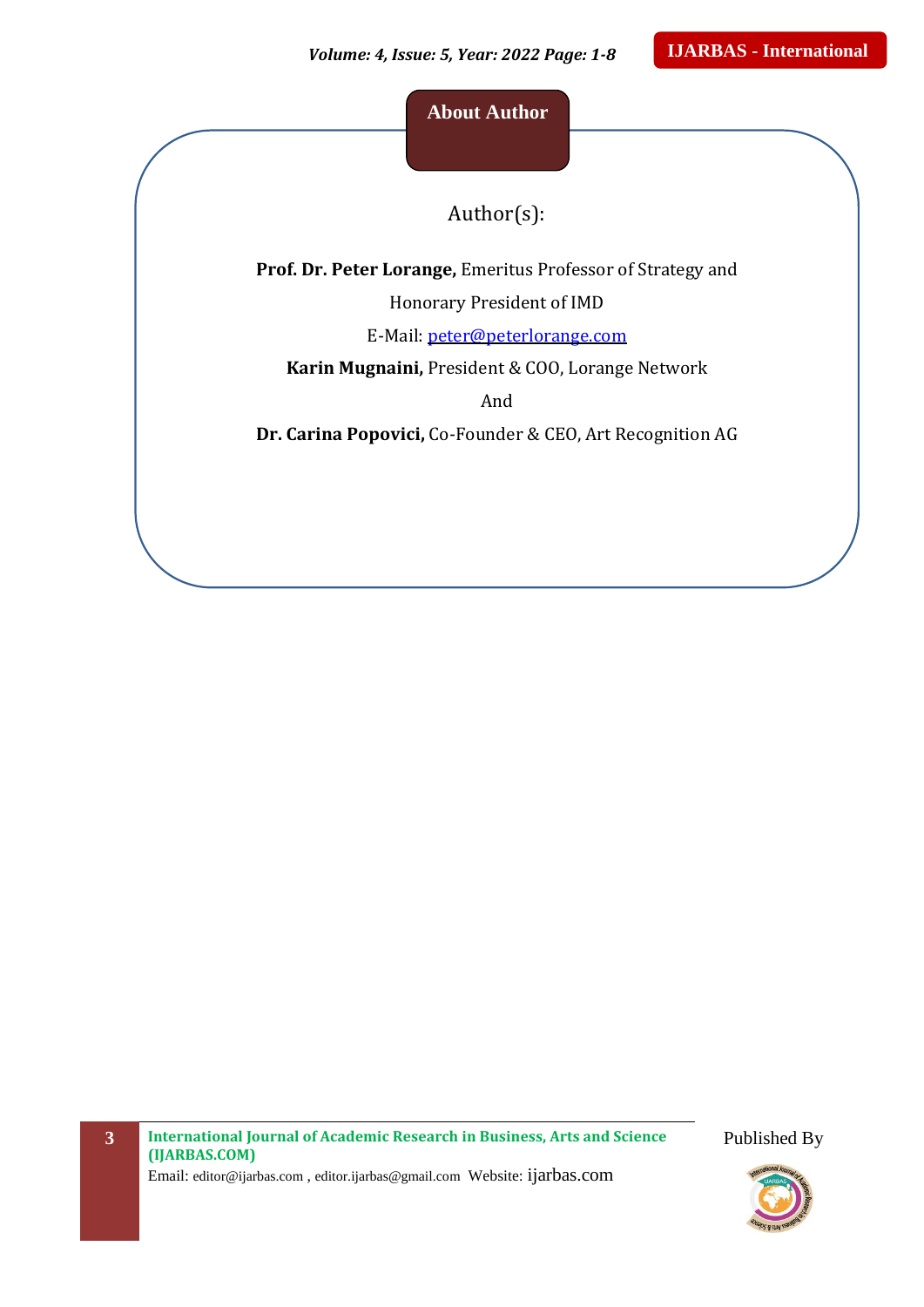## About Author

Author(s):

**Prof. Dr. Peter Lorange,** Emeritus Professor of Strategy and Honorary President of IMD

E-Mail: peter@peterlorange.com

**Karin Mugnaini,** President & COO, Lorange Network

And

**Dr. Carina Popovici,** Co-Founder & CEO, Art Recognition AG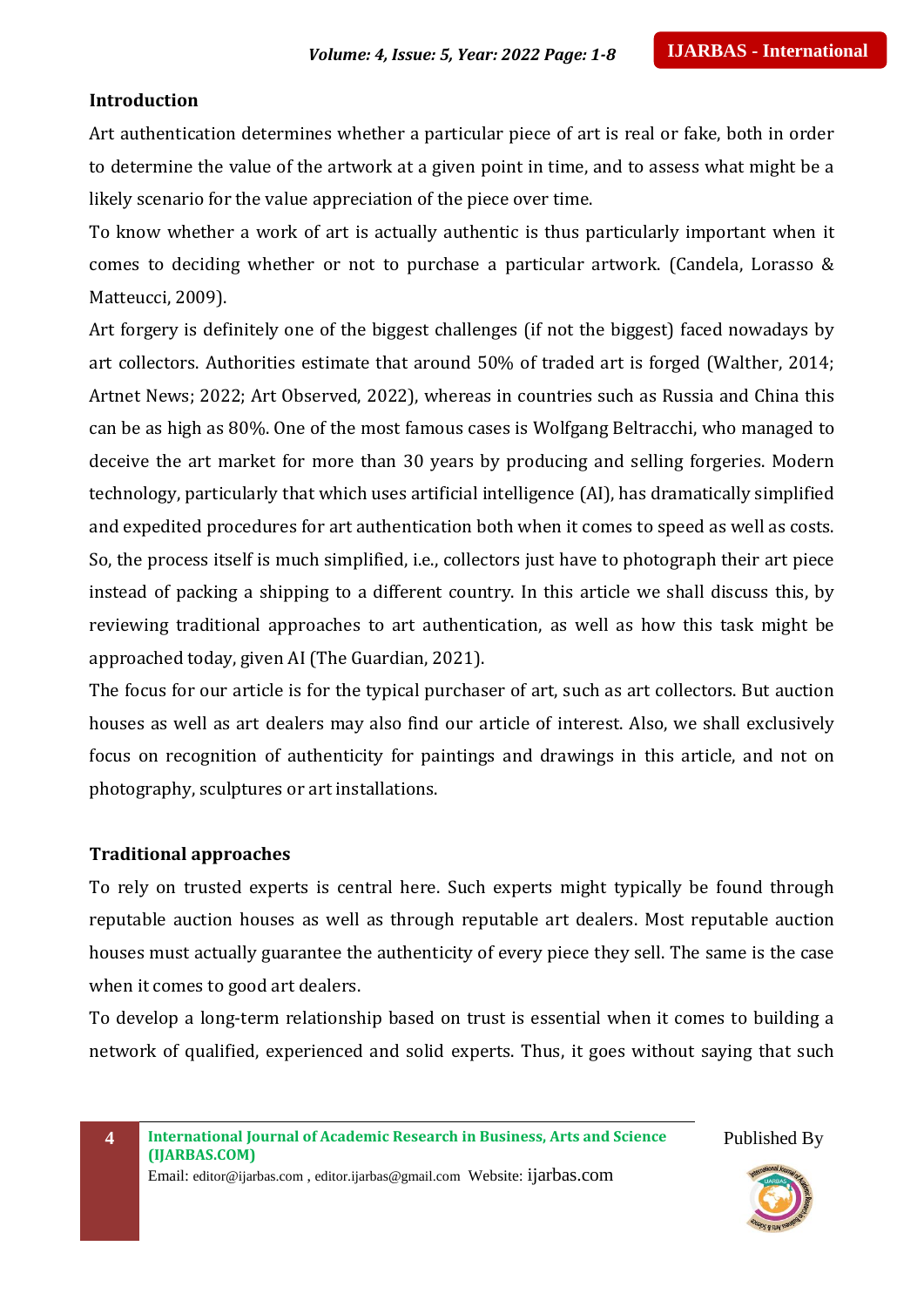## Introduction

Art authentication determines whether a particular piece of art is real or fake, both in order to determine the value of the artwork at a given point in time, and to assess what might be a likely scenario for the value appreciation of the piece over time.

To know whether a work of art is actually authentic is thus particularly important when it comes to deciding whether or not to purchase a particular artwork. (Candela, Lorasso & Matteucci, 2009).

Art forgery is definitely one of the biggest challenges (if not the biggest) faced nowadays by art collectors. Authorities estimate that around 50% of traded art is forged (Walther, 2014; Artnet News; 2022; Art Observed, 2022), whereas in countries such as Russia and China this can be as high as 80%. One of the most famous cases is Wolfgang Beltracchi, who managed to deceive the art market for more than 30 years by producing and selling forgeries. Modern technology, particularly that which uses artificial intelligence (AI), has dramatically simplified and expedited procedures for art authentication both when it comes to speed as well as costs. So, the process itself is much simplified, i.e., collectors just have to photograph their art piece instead of packing a shipping to a different country. In this article we shall discuss this, by reviewing traditional approaches to art authentication, as well as how this task might be approached today, given AI (The Guardian, 2021).

The focus for our article is for the typical purchaser of art, such as art collectors. But auction houses as well as art dealers may also find our article of interest. Also, we shall exclusively focus on recognition of authenticity for paintings and drawings in this article, and not on photography, sculptures or art installations.

## Traditional approaches

To rely on trusted experts is central here. Such experts might typically be found through reputable auction houses as well as through reputable art dealers. Most reputable auction houses must actually guarantee the authenticity of every piece they sell. The same is the case when it comes to good art dealers.

To develop a long-term relationship based on trust is essential when it comes to building a network of qualified, experienced and solid experts. Thus, it goes without saying that such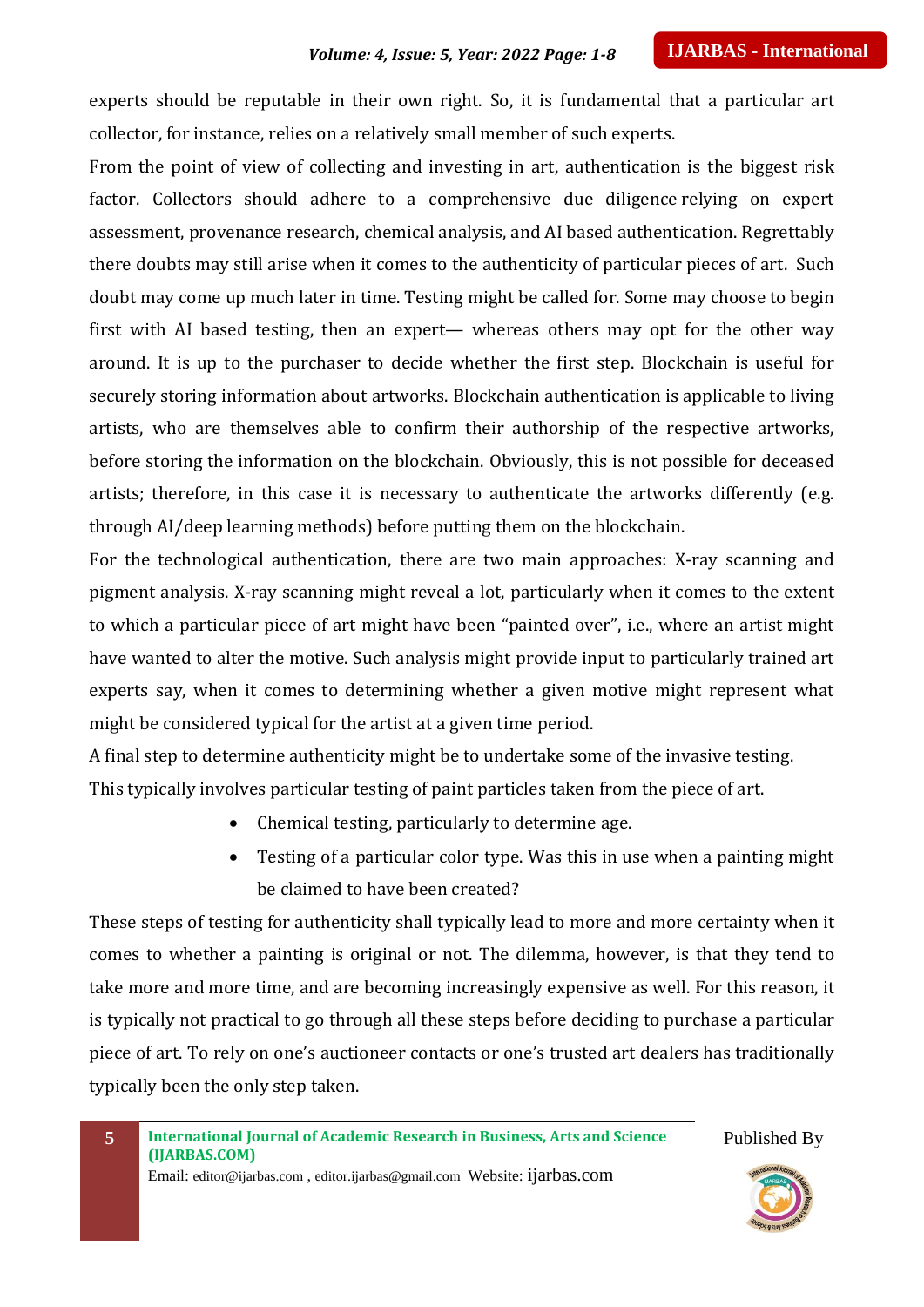experts should be reputable in their own right. So, it is fundamental that a particular art collector, for instance, relies on a relatively small member of such experts.

From the point of view of collecting and investing in art, authentication is the biggest risk factor. Collectors should adhere to a comprehensive due diligence relying on expert assessment, provenance research, chemical analysis, and AI based authentication. Regrettably there doubts may still arise when it comes to the authenticity of particular pieces of art. Such doubt may come up much later in time. Testing might be called for. Some may choose to begin first with AI based testing, then an expert— whereas others may opt for the other way around. It is up to the purchaser to decide whether the first step. Blockchain is useful for securely storing information about artworks. Blockchain authentication is applicable to living artists, who are themselves able to confirm their authorship of the respective artworks, before storing the information on the blockchain. Obviously, this is not possible for deceased artists; therefore, in this case it is necessary to authenticate the artworks differently (e.g. through AI/deep learning methods) before putting them on the blockchain.

For the technological authentication, there are two main approaches: X-ray scanning and pigment analysis. X-ray scanning might reveal a lot, particularly when it comes to the extent to which a particular piece of art might have been "painted over", i.e., where an artist might have wanted to alter the motive. Such analysis might provide input to particularly trained art experts say, when it comes to determining whether a given motive might represent what might be considered typical for the artist at a given time period.

A final step to determine authenticity might be to undertake some of the invasive testing.
This typically involves particular testing of paint particles taken from the piece of art.

- Chemical testing, particularly to determine age.
- Testing of a particular color type. Was this in use when a painting might be claimed to have been created?

These steps of testing for authenticity shall typically lead to more and more certainty when it comes to whether a painting is original or not. The dilemma, however, is that they tend to take more and more time, and are becoming increasingly expensive as well. For this reason, it is typically not practical to go through all these steps before deciding to purchase a particular piece of art. To rely on one's auctioneer contacts or one's trusted art dealers has traditionally typically been the only step taken.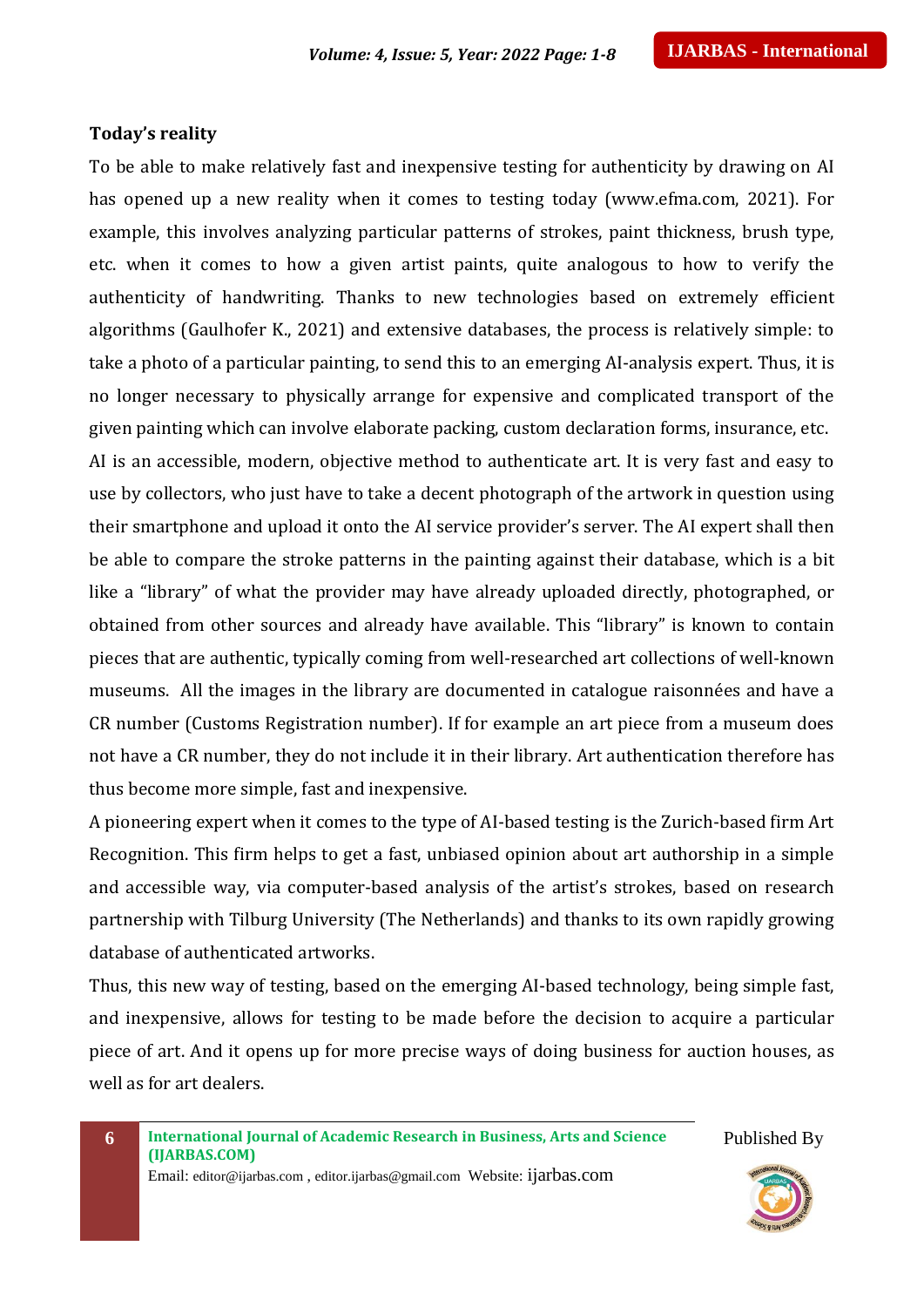**Today's reality**

To be able to make relatively fast and inexpensive testing for authenticity by drawing on AI has opened up a new reality when it comes to testing today (www.efma.com, 2021). For example, this involves analyzing particular patterns of strokes, paint thickness, brush type, etc. when it comes to how a given artist paints, quite analogous to how to verify the authenticity of handwriting. Thanks to new technologies based on extremely efficient algorithms (Gaulhofer K., 2021) and extensive databases, the process is relatively simple: to take a photo of a particular painting, to send this to an emerging AI-analysis expert. Thus, it is no longer necessary to physically arrange for expensive and complicated transport of the given painting which can involve elaborate packing, custom declaration forms, insurance, etc.

AI is an accessible, modern, objective method to authenticate art. It is very fast and easy to use by collectors, who just have to take a decent photograph of the artwork in question using their smartphone and upload it onto the AI service provider's server. The AI expert shall then be able to compare the stroke patterns in the painting against their database, which is a bit like a "library" of what the provider may have already uploaded directly, photographed, or obtained from other sources and already have available. This "library" is known to contain pieces that are authentic, typically coming from well-researched art collections of well-known museums. All the images in the library are documented in catalogue raisonnées and have a CR number (Customs Registration number). If for example an art piece from a museum does not have a CR number, they do not include it in their library. Art authentication therefore has thus become more simple, fast and inexpensive.

A pioneering expert when it comes to the type of AI-based testing is the Zurich-based firm Art Recognition. This firm helps to get a fast, unbiased opinion about art authorship in a simple and accessible way, via computer-based analysis of the artist's strokes, based on research partnership with Tilburg University (The Netherlands) and thanks to its own rapidly growing database of authenticated artworks.

Thus, this new way of testing, based on the emerging AI-based technology, being simple fast, and inexpensive, allows for testing to be made before the decision to acquire a particular piece of art. And it opens up for more precise ways of doing business for auction houses, as well as for art dealers.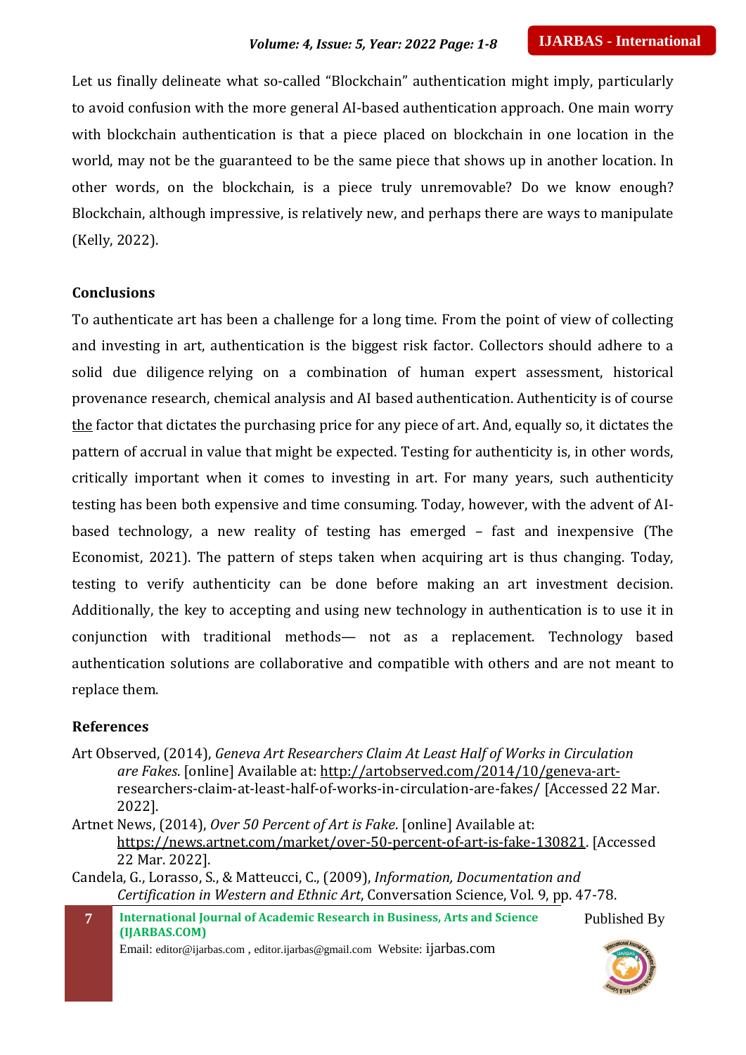Let us finally delineate what so-called "Blockchain" authentication might imply, particularly to avoid confusion with the more general AI-based authentication approach. One main worry with blockchain authentication is that a piece placed on blockchain in one location in the world, may not be the guaranteed to be the same piece that shows up in another location. In other words, on the blockchain, is a piece truly unremovable? Do we know enough? Blockchain, although impressive, is relatively new, and perhaps there are ways to manipulate (Kelly, 2022).

## Conclusions

To authenticate art has been a challenge for a long time. From the point of view of collecting and investing in art, authentication is the biggest risk factor. Collectors should adhere to a solid due diligence relying on a combination of human expert assessment, historical provenance research, chemical analysis and AI based authentication. Authenticity is of course <u>the</u> factor that dictates the purchasing price for any piece of art. And, equally so, it dictates the pattern of accrual in value that might be expected. Testing for authenticity is, in other words, critically important when it comes to investing in art. For many years, such authenticity testing has been both expensive and time consuming. Today, however, with the advent of AI-based technology, a new reality of testing has emerged – fast and inexpensive (The Economist, 2021). The pattern of steps taken when acquiring art is thus changing. Today, testing to verify authenticity can be done before making an art investment decision. Additionally, the key to accepting and using new technology in authentication is to use it in conjunction with traditional methods— not as a replacement. Technology based authentication solutions are collaborative and compatible with others and are not meant to replace them.

## References

Art Observed, (2014), *Geneva Art Researchers Claim At Least Half of Works in Circulation are Fakes*. [online] Available at: http://artobserved.com/2014/10/geneva-art-researchers-claim-at-least-half-of-works-in-circulation-are-fakes/ [Accessed 22 Mar. 2022].

Artnet News, (2014), *Over 50 Percent of Art is Fake*. [online] Available at: https://news.artnet.com/market/over-50-percent-of-art-is-fake-130821. [Accessed 22 Mar. 2022].

Candela, G., Lorasso, S., & Matteucci, C., (2009), *Information, Documentation and Certification in Western and Ethnic Art*, Conversation Science, Vol. 9, pp. 47-78.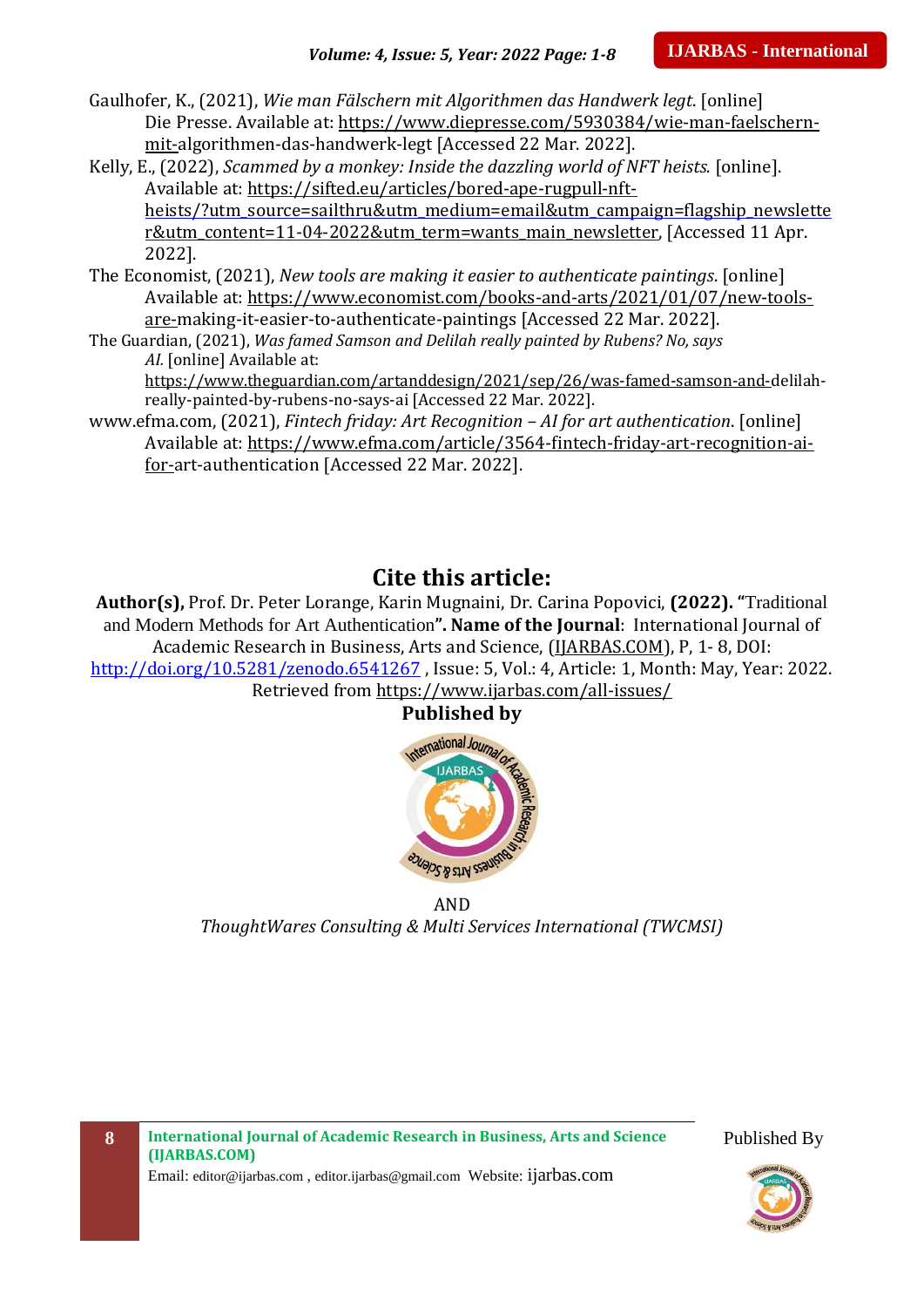Gaulhofer, K., (2021), *Wie man Fälschern mit Algorithmen das Handwerk legt*. [online] Die Presse. Available at: https://www.diepresse.com/5930384/wie-man-faelschern-mit-algorithmen-das-handwerk-legt [Accessed 22 Mar. 2022].

Kelly, E., (2022), *Scammed by a monkey: Inside the dazzling world of NFT heists.* [online]. Available at: https://sifted.eu/articles/bored-ape-rugpull-nft-heists/?utm_source=sailthru&utm_medium=email&utm_campaign=flagship_newsletter&utm_content=11-04-2022&utm_term=wants_main_newsletter, [Accessed 11 Apr. 2022].

The Economist, (2021), *New tools are making it easier to authenticate paintings*. [online] Available at: https://www.economist.com/books-and-arts/2021/01/07/new-tools-are-making-it-easier-to-authenticate-paintings [Accessed 22 Mar. 2022].

The Guardian, (2021), *Was famed Samson and Delilah really painted by Rubens? No, says AI.* [online] Available at: https://www.theguardian.com/artanddesign/2021/sep/26/was-famed-samson-and-delilah-really-painted-by-rubens-no-says-ai [Accessed 22 Mar. 2022].

www.efma.com, (2021), *Fintech friday: Art Recognition – AI for art authentication*. [online] Available at: https://www.efma.com/article/3564-fintech-friday-art-recognition-ai-for-art-authentication [Accessed 22 Mar. 2022].

## Cite this article:

**Author(s),** Prof. Dr. Peter Lorange, Karin Mugnaini, Dr. Carina Popovici, **(2022). "**Traditional and Modern Methods for Art Authentication**". Name of the Journal**: International Journal of Academic Research in Business, Arts and Science, (IJARBAS.COM), P, 1- 8, DOI: http://doi.org/10.5281/zenodo.6541267 , Issue: 5, Vol.: 4, Article: 1, Month: May, Year: 2022. Retrieved from https://www.ijarbas.com/all-issues/

**Published by**

AND

*ThoughtWares Consulting & Multi Services International (TWCMSI)*